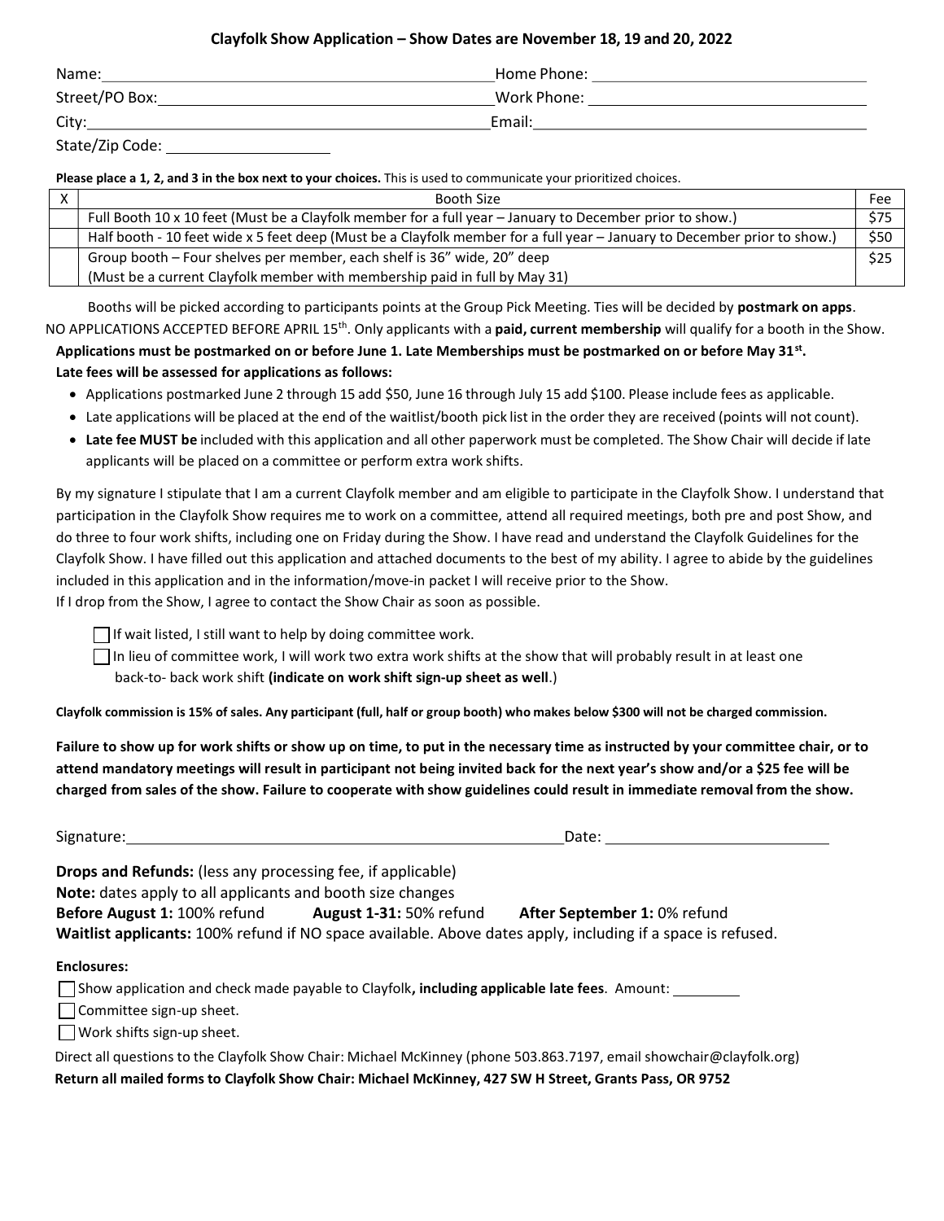## Clayfolk Show Application – Show Dates are November 18, 19 and 20, 2022

Name: ______________________ Home Phone: ______________________

Street/PO Box: ______________________ Work Phone: ______________________

City: ______________________ Email: ______________________

State/Zip Code: ______________________

**Please place a 1, 2, and 3 in the box next to your choices.** This is used to communicate your prioritized choices.

| X | Booth Size | Fee |
|---|---|---|
| | Full Booth 10 x 10 feet (Must be a Clayfolk member for a full year – January to December prior to show.) | $75 |
| | Half booth - 10 feet wide x 5 feet deep (Must be a Clayfolk member for a full year – January to December prior to show.) | $50 |
| | Group booth – Four shelves per member, each shelf is 36" wide, 20" deep (Must be a current Clayfolk member with membership paid in full by May 31) | $25 |

Booths will be picked according to participants points at the Group Pick Meeting. Ties will be decided by **postmark on apps**. NO APPLICATIONS ACCEPTED BEFORE APRIL 15th. Only applicants with a **paid, current membership** will qualify for a booth in the Show.

**Applications must be postmarked on or before June 1. Late Memberships must be postmarked on or before May 31st.**

**Late fees will be assessed for applications as follows:**

- Applications postmarked June 2 through 15 add $50, June 16 through July 15 add $100. Please include fees as applicable.
- Late applications will be placed at the end of the waitlist/booth pick list in the order they are received (points will not count).
- **Late fee MUST be** included with this application and all other paperwork must be completed. The Show Chair will decide if late applicants will be placed on a committee or perform extra work shifts.

By my signature I stipulate that I am a current Clayfolk member and am eligible to participate in the Clayfolk Show. I understand that participation in the Clayfolk Show requires me to work on a committee, attend all required meetings, both pre and post Show, and do three to four work shifts, including one on Friday during the Show. I have read and understand the Clayfolk Guidelines for the Clayfolk Show. I have filled out this application and attached documents to the best of my ability. I agree to abide by the guidelines included in this application and in the information/move-in packet I will receive prior to the Show.
If I drop from the Show, I agree to contact the Show Chair as soon as possible.

- ☐ If wait listed, I still want to help by doing committee work.
- ☐ In lieu of committee work, I will work two extra work shifts at the show that will probably result in at least one back-to- back work shift **(indicate on work shift sign-up sheet as well**.)

**Clayfolk commission is 15% of sales. Any participant (full, half or group booth) who makes below $300 will not be charged commission.**

**Failure to show up for work shifts or show up on time, to put in the necessary time as instructed by your committee chair, or to attend mandatory meetings will result in participant not being invited back for the next year's show and/or a $25 fee will be charged from sales of the show. Failure to cooperate with show guidelines could result in immediate removal from the show.**

Signature: ______________________ Date: ______________________

**Drops and Refunds:** (less any processing fee, if applicable)
**Note:** dates apply to all applicants and booth size changes
**Before August 1:** 100% refund **August 1-31:** 50% refund **After September 1:** 0% refund
**Waitlist applicants:** 100% refund if NO space available. Above dates apply, including if a space is refused.

**Enclosures:**

- ☐ Show application and check made payable to Clayfolk**, including applicable late fees**. Amount: ________
- ☐ Committee sign-up sheet.
- ☐ Work shifts sign-up sheet.

Direct all questions to the Clayfolk Show Chair: Michael McKinney (phone 503.863.7197, email showchair@clayfolk.org)

**Return all mailed forms to Clayfolk Show Chair: Michael McKinney, 427 SW H Street, Grants Pass, OR 9752**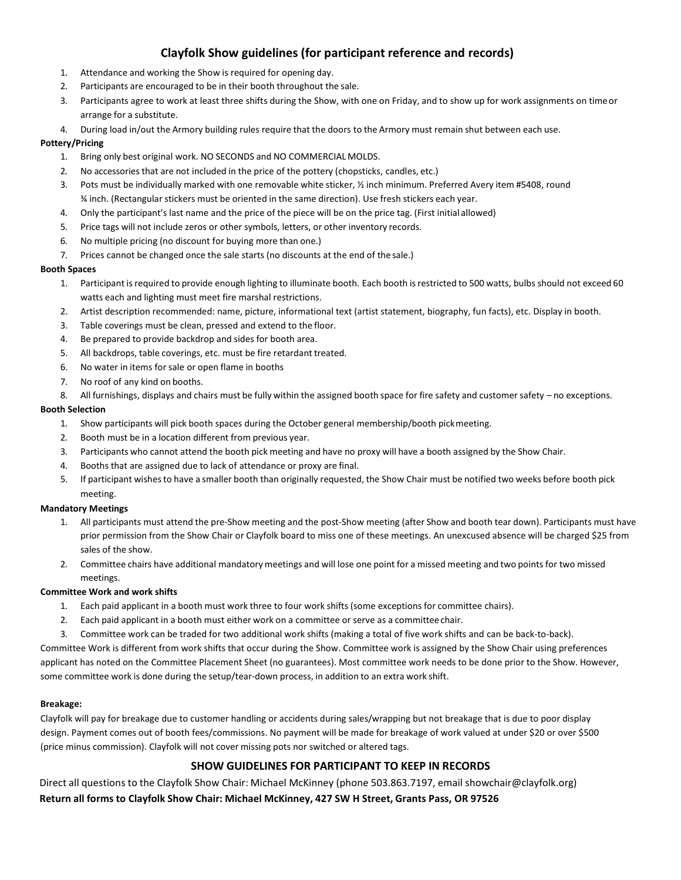# Clayfolk Show guidelines (for participant reference and records)

1. Attendance and working the Show is required for opening day.
2. Participants are encouraged to be in their booth throughout the sale.
3. Participants agree to work at least three shifts during the Show, with one on Friday, and to show up for work assignments on time or arrange for a substitute.
4. During load in/out the Armory building rules require that the doors to the Armory must remain shut between each use.

**Pottery/Pricing**

1. Bring only best original work. NO SECONDS and NO COMMERCIAL MOLDS.
2. No accessories that are not included in the price of the pottery (chopsticks, candles, etc.)
3. Pots must be individually marked with one removable white sticker, ½ inch minimum. Preferred Avery item #5408, round ¾ inch. (Rectangular stickers must be oriented in the same direction). Use fresh stickers each year.
4. Only the participant's last name and the price of the piece will be on the price tag. (First initial allowed)
5. Price tags will not include zeros or other symbols, letters, or other inventory records.
6. No multiple pricing (no discount for buying more than one.)
7. Prices cannot be changed once the sale starts (no discounts at the end of the sale.)

**Booth Spaces**

1. Participant is required to provide enough lighting to illuminate booth. Each booth is restricted to 500 watts, bulbs should not exceed 60 watts each and lighting must meet fire marshal restrictions.
2. Artist description recommended: name, picture, informational text (artist statement, biography, fun facts), etc. Display in booth.
3. Table coverings must be clean, pressed and extend to the floor.
4. Be prepared to provide backdrop and sides for booth area.
5. All backdrops, table coverings, etc. must be fire retardant treated.
6. No water in items for sale or open flame in booths
7. No roof of any kind on booths.
8. All furnishings, displays and chairs must be fully within the assigned booth space for fire safety and customer safety – no exceptions.

**Booth Selection**

1. Show participants will pick booth spaces during the October general membership/booth pick meeting.
2. Booth must be in a location different from previous year.
3. Participants who cannot attend the booth pick meeting and have no proxy will have a booth assigned by the Show Chair.
4. Booths that are assigned due to lack of attendance or proxy are final.
5. If participant wishes to have a smaller booth than originally requested, the Show Chair must be notified two weeks before booth pick meeting.

**Mandatory Meetings**

1. All participants must attend the pre-Show meeting and the post-Show meeting (after Show and booth tear down). Participants must have prior permission from the Show Chair or Clayfolk board to miss one of these meetings. An unexcused absence will be charged $25 from sales of the show.
2. Committee chairs have additional mandatory meetings and will lose one point for a missed meeting and two points for two missed meetings.

**Committee Work and work shifts**

1. Each paid applicant in a booth must work three to four work shifts (some exceptions for committee chairs).
2. Each paid applicant in a booth must either work on a committee or serve as a committee chair.
3. Committee work can be traded for two additional work shifts (making a total of five work shifts and can be back-to-back).

Committee Work is different from work shifts that occur during the Show. Committee work is assigned by the Show Chair using preferences applicant has noted on the Committee Placement Sheet (no guarantees). Most committee work needs to be done prior to the Show. However, some committee work is done during the setup/tear-down process, in addition to an extra work shift.

**Breakage:**

Clayfolk will pay for breakage due to customer handling or accidents during sales/wrapping but not breakage that is due to poor display design. Payment comes out of booth fees/commissions. No payment will be made for breakage of work valued at under $20 or over $500 (price minus commission). Clayfolk will not cover missing pots nor switched or altered tags.

## SHOW GUIDELINES FOR PARTICIPANT TO KEEP IN RECORDS

Direct all questions to the Clayfolk Show Chair: Michael McKinney (phone 503.863.7197, email showchair@clayfolk.org)

**Return all forms to Clayfolk Show Chair: Michael McKinney, 427 SW H Street, Grants Pass, OR 97526**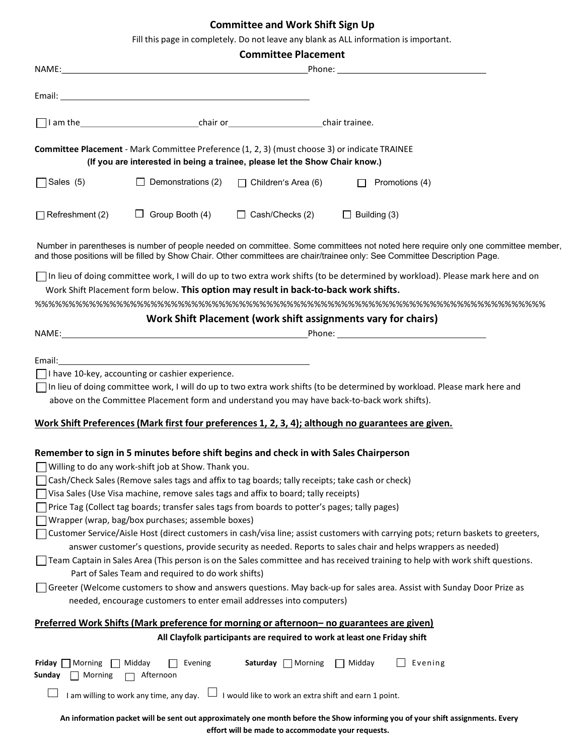## Committee and Work Shift Sign Up

Fill this page in completely. Do not leave any blank as ALL information is important.

### Committee Placement

NAME:\_\_\_\_\_\_\_\_\_\_\_\_\_\_\_\_\_\_\_\_\_\_\_\_\_\_\_\_\_\_\_\_\_\_\_\_\_\_\_\_ Phone: \_\_\_\_\_\_\_\_\_\_\_\_\_\_\_\_\_\_\_\_\_\_\_\_\_\_

Email: \_\_\_\_\_\_\_\_\_\_\_\_\_\_\_\_\_\_\_\_\_\_\_\_\_\_\_\_\_\_\_\_\_\_\_\_\_\_\_\_

☐ I am the \_\_\_\_\_\_\_\_\_\_\_\_\_\_\_\_\_\_\_\_ chair or \_\_\_\_\_\_\_\_\_\_\_\_\_\_\_\_ chair trainee.

**Committee Placement** - Mark Committee Preference (1, 2, 3) (must choose 3) or indicate TRAINEE

**(If you are interested in being a trainee, please let the Show Chair know.)**

☐ Sales (5) ☐ Demonstrations (2) ☐ Children's Area (6) ☐ Promotions (4)

☐ Refreshment (2) ☐ Group Booth (4) ☐ Cash/Checks (2) ☐ Building (3)

Number in parentheses is number of people needed on committee. Some committees not noted here require only one committee member, and those positions will be filled by Show Chair. Other committees are chair/trainee only: See Committee Description Page.

☐ In lieu of doing committee work, I will do up to two extra work shifts (to be determined by workload). Please mark here and on Work Shift Placement form below. **This option may result in back-to-back work shifts.**

%%%%%%%%%%%%%%%%%%%%%%%%%%%%%%%%%%%%%%%%%%%%%%%%%%%%%%%%%%%%%%%%%%%%%

### Work Shift Placement (work shift assignments vary for chairs)

NAME:\_\_\_\_\_\_\_\_\_\_\_\_\_\_\_\_\_\_\_\_\_\_\_\_\_\_\_\_\_\_\_\_\_\_\_\_\_\_\_\_ Phone: \_\_\_\_\_\_\_\_\_\_\_\_\_\_\_\_\_\_\_\_\_\_\_\_\_\_

Email: \_\_\_\_\_\_\_\_\_\_\_\_\_\_\_\_\_\_\_\_\_\_\_\_\_\_\_\_\_\_\_\_\_\_\_\_\_\_\_\_

☐ I have 10-key, accounting or cashier experience.

☐ In lieu of doing committee work, I will do up to two extra work shifts (to be determined by workload. Please mark here and above on the Committee Placement form and understand you may have back-to-back work shifts).

**Work Shift Preferences (Mark first four preferences 1, 2, 3, 4); although no guarantees are given.**

**Remember to sign in 5 minutes before shift begins and check in with Sales Chairperson**

☐ Willing to do any work-shift job at Show. Thank you.

☐ Cash/Check Sales (Remove sales tags and affix to tag boards; tally receipts; take cash or check)

☐ Visa Sales (Use Visa machine, remove sales tags and affix to board; tally receipts)

☐ Price Tag (Collect tag boards; transfer sales tags from boards to potter's pages; tally pages)

☐ Wrapper (wrap, bag/box purchases; assemble boxes)

☐ Customer Service/Aisle Host (direct customers in cash/visa line; assist customers with carrying pots; return baskets to greeters, answer customer's questions, provide security as needed. Reports to sales chair and helps wrappers as needed)

☐ Team Captain in Sales Area (This person is on the Sales committee and has received training to help with work shift questions. Part of Sales Team and required to do work shifts)

☐ Greeter (Welcome customers to show and answers questions. May back-up for sales area. Assist with Sunday Door Prize as needed, encourage customers to enter email addresses into computers)

**Preferred Work Shifts (Mark preference for morning or afternoon– no guarantees are given)**

**All Clayfolk participants are required to work at least one Friday shift**

**Friday** ☐ Morning ☐ Midday ☐ Evening **Saturday** ☐ Morning ☐ Midday ☐ Evening

**Sunday** ☐ Morning ☐ Afternoon

☐ I am willing to work any time, any day. ☐ I would like to work an extra shift and earn 1 point.

**An information packet will be sent out approximately one month before the Show informing you of your shift assignments. Every effort will be made to accommodate your requests.**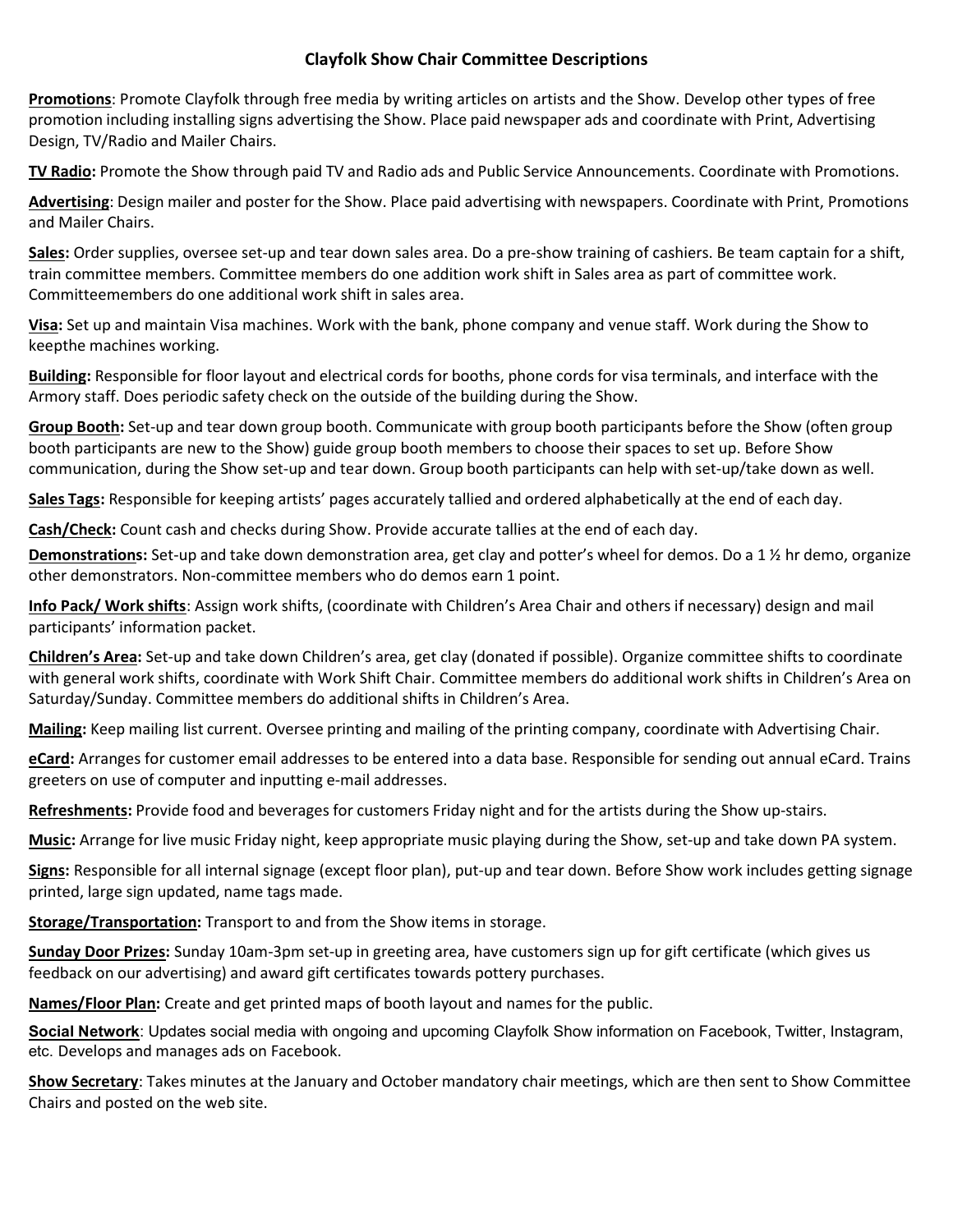# Clayfolk Show Chair Committee Descriptions

**Promotions**: Promote Clayfolk through free media by writing articles on artists and the Show. Develop other types of free promotion including installing signs advertising the Show. Place paid newspaper ads and coordinate with Print, Advertising Design, TV/Radio and Mailer Chairs.

**TV Radio:** Promote the Show through paid TV and Radio ads and Public Service Announcements. Coordinate with Promotions.

**Advertising**: Design mailer and poster for the Show. Place paid advertising with newspapers. Coordinate with Print, Promotions and Mailer Chairs.

**Sales:** Order supplies, oversee set-up and tear down sales area. Do a pre-show training of cashiers. Be team captain for a shift, train committee members. Committee members do one addition work shift in Sales area as part of committee work. Committeemembers do one additional work shift in sales area.

**Visa:** Set up and maintain Visa machines. Work with the bank, phone company and venue staff. Work during the Show to keepthe machines working.

**Building:** Responsible for floor layout and electrical cords for booths, phone cords for visa terminals, and interface with the Armory staff. Does periodic safety check on the outside of the building during the Show.

**Group Booth:** Set-up and tear down group booth. Communicate with group booth participants before the Show (often group booth participants are new to the Show) guide group booth members to choose their spaces to set up. Before Show communication, during the Show set-up and tear down. Group booth participants can help with set-up/take down as well.

**Sales Tags:** Responsible for keeping artists' pages accurately tallied and ordered alphabetically at the end of each day.

**Cash/Check:** Count cash and checks during Show. Provide accurate tallies at the end of each day.

**Demonstrations:** Set-up and take down demonstration area, get clay and potter's wheel for demos. Do a 1 ½ hr demo, organize other demonstrators. Non-committee members who do demos earn 1 point.

**Info Pack/ Work shifts**: Assign work shifts, (coordinate with Children's Area Chair and others if necessary) design and mail participants' information packet.

**Children's Area:** Set-up and take down Children's area, get clay (donated if possible). Organize committee shifts to coordinate with general work shifts, coordinate with Work Shift Chair. Committee members do additional work shifts in Children's Area on Saturday/Sunday. Committee members do additional shifts in Children's Area.

**Mailing:** Keep mailing list current. Oversee printing and mailing of the printing company, coordinate with Advertising Chair.

**eCard:** Arranges for customer email addresses to be entered into a data base. Responsible for sending out annual eCard. Trains greeters on use of computer and inputting e-mail addresses.

**Refreshments:** Provide food and beverages for customers Friday night and for the artists during the Show up-stairs.

**Music:** Arrange for live music Friday night, keep appropriate music playing during the Show, set-up and take down PA system.

**Signs:** Responsible for all internal signage (except floor plan), put-up and tear down. Before Show work includes getting signage printed, large sign updated, name tags made.

**Storage/Transportation:** Transport to and from the Show items in storage.

**Sunday Door Prizes:** Sunday 10am-3pm set-up in greeting area, have customers sign up for gift certificate (which gives us feedback on our advertising) and award gift certificates towards pottery purchases.

**Names/Floor Plan:** Create and get printed maps of booth layout and names for the public.

**Social Network**: Updates social media with ongoing and upcoming Clayfolk Show information on Facebook, Twitter, Instagram, etc. Develops and manages ads on Facebook.

**Show Secretary**: Takes minutes at the January and October mandatory chair meetings, which are then sent to Show Committee Chairs and posted on the web site.